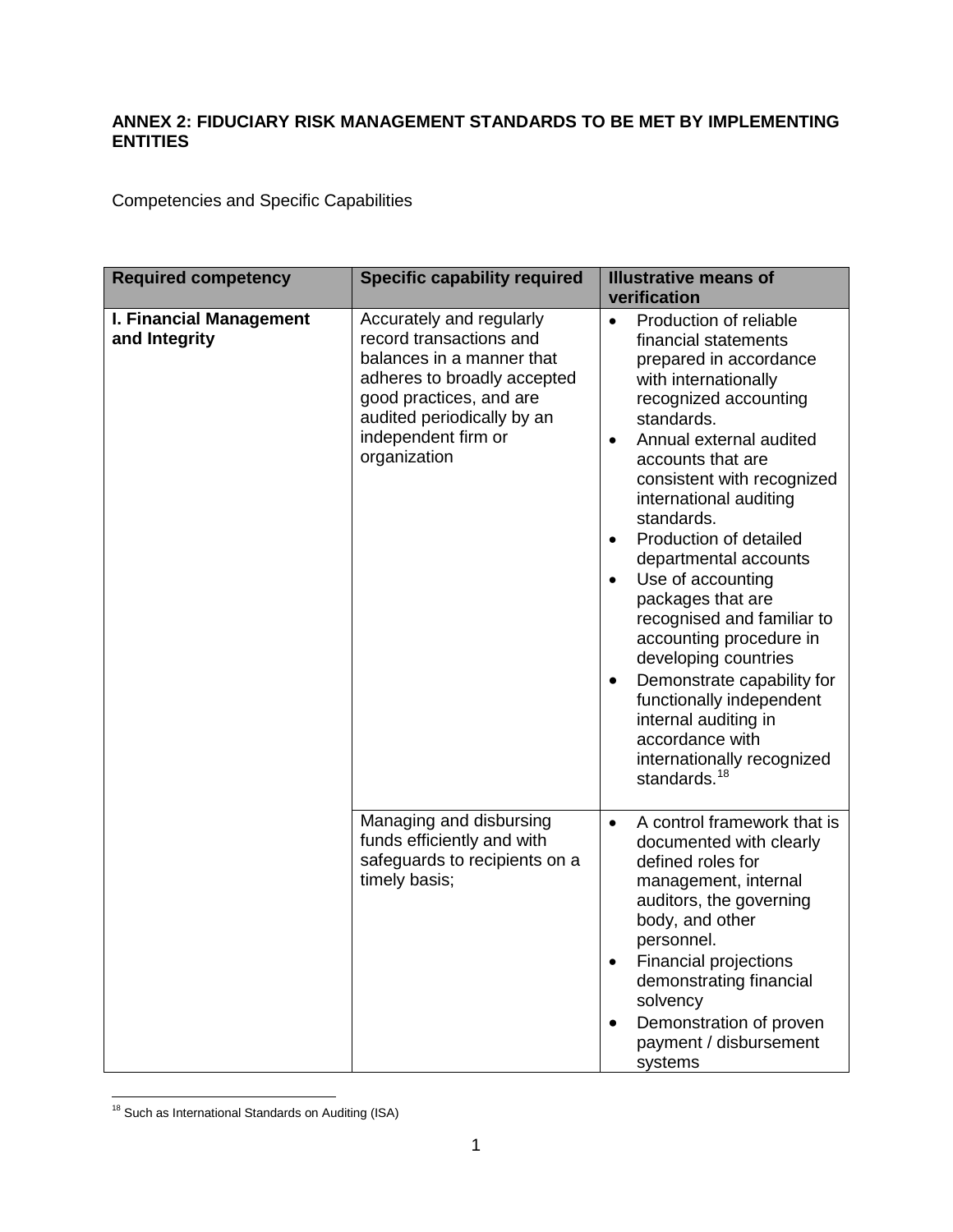**ANNEX 2: FIDUCIARY RISK MANAGEMENT STANDARDS TO BE MET BY IMPLEMENTING ENTITIES**

Competencies and Specific Capabilities

| Required competency | Specific capability required | Illustrative means of verification |
|---|---|---|
| **I. Financial Management and Integrity** | Accurately and regularly record transactions and balances in a manner that adheres to broadly accepted good practices, and are audited periodically by an independent firm or organization | • Production of reliable financial statements prepared in accordance with internationally recognized accounting standards.<br>• Annual external audited accounts that are consistent with recognized international auditing standards.<br>• Production of detailed departmental accounts<br>• Use of accounting packages that are recognised and familiar to accounting procedure in developing countries<br>• Demonstrate capability for functionally independent internal auditing in accordance with internationally recognized standards.[18] |
| | Managing and disbursing funds efficiently and with safeguards to recipients on a timely basis; | • A control framework that is documented with clearly defined roles for management, internal auditors, the governing body, and other personnel.<br>• Financial projections demonstrating financial solvency<br>• Demonstration of proven payment / disbursement systems |

[18] Such as International Standards on Auditing (ISA)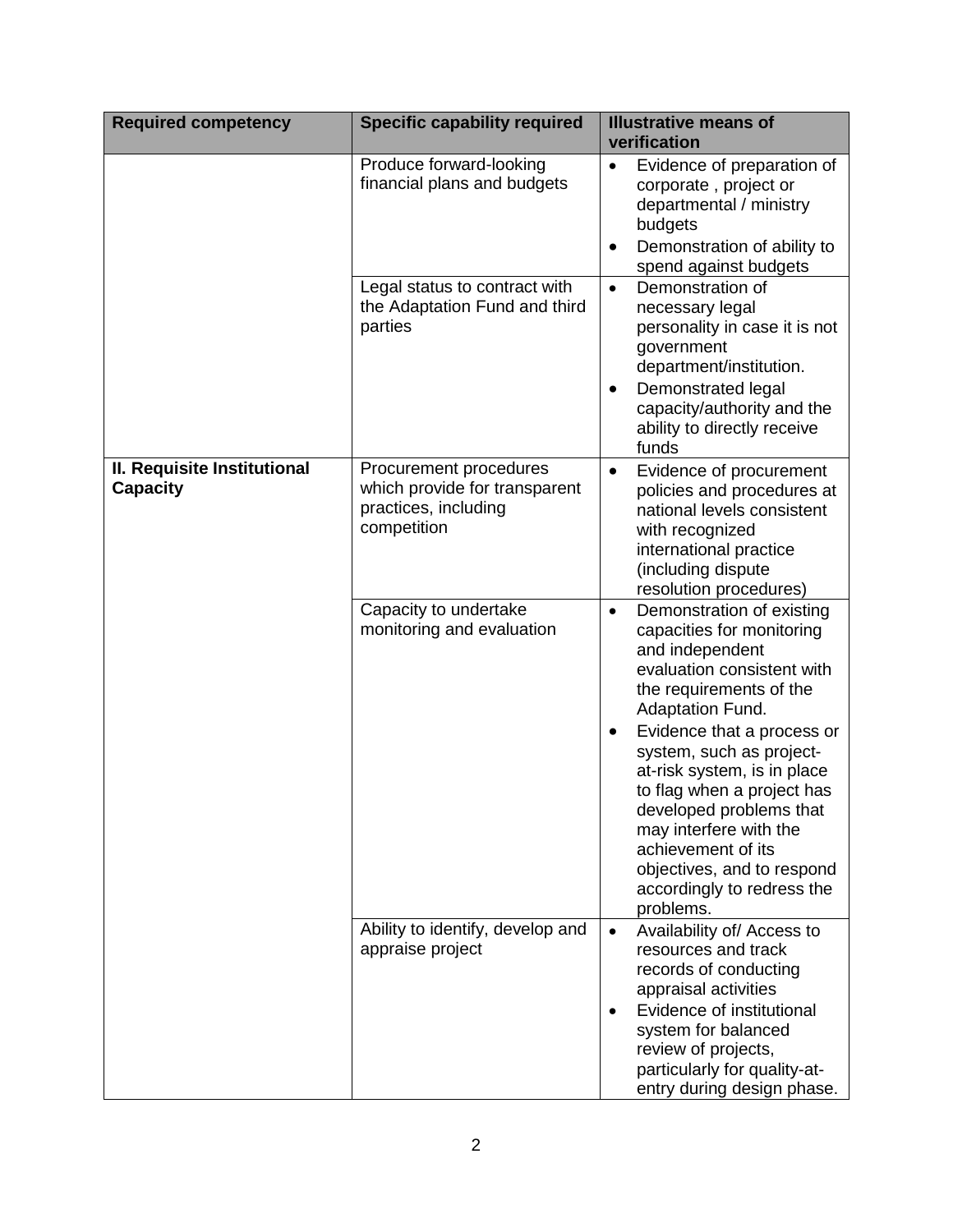| Required competency | Specific capability required | Illustrative means of verification |
| --- | --- | --- |
| | Produce forward-looking financial plans and budgets | • Evidence of preparation of corporate , project or departmental / ministry budgets<br>• Demonstration of ability to spend against budgets |
| | Legal status to contract with the Adaptation Fund and third parties | • Demonstration of necessary legal personality in case it is not government department/institution.<br>• Demonstrated legal capacity/authority and the ability to directly receive funds |
| **II. Requisite Institutional Capacity** | Procurement procedures which provide for transparent practices, including competition | • Evidence of procurement policies and procedures at national levels consistent with recognized international practice (including dispute resolution procedures) |
| | Capacity to undertake monitoring and evaluation | • Demonstration of existing capacities for monitoring and independent evaluation consistent with the requirements of the Adaptation Fund.<br>• Evidence that a process or system, such as project-at-risk system, is in place to flag when a project has developed problems that may interfere with the achievement of its objectives, and to respond accordingly to redress the problems. |
| | Ability to identify, develop and appraise project | • Availability of/ Access to resources and track records of conducting appraisal activities<br>• Evidence of institutional system for balanced review of projects, particularly for quality-at-entry during design phase. |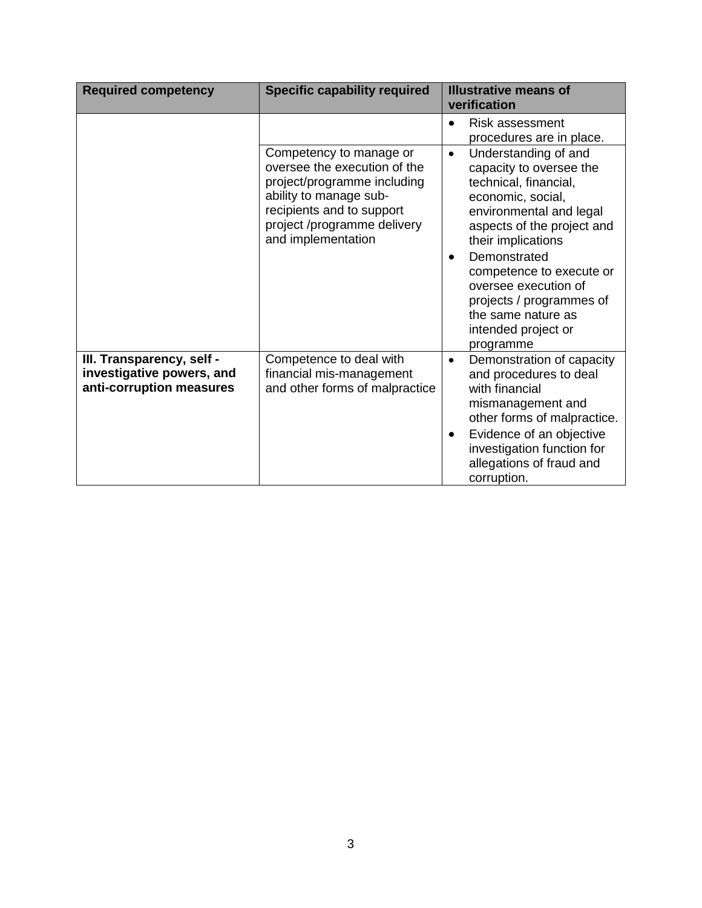| Required competency | Specific capability required | Illustrative means of verification |
| --- | --- | --- |
| | | • Risk assessment procedures are in place. |
| | Competency to manage or oversee the execution of the project/programme including ability to manage sub-recipients and to support project /programme delivery and implementation | • Understanding of and capacity to oversee the technical, financial, economic, social, environmental and legal aspects of the project and their implications<br>• Demonstrated competence to execute or oversee execution of projects / programmes of the same nature as intended project or programme |
| **III. Transparency, self - investigative powers, and anti-corruption measures** | Competence to deal with financial mis-management and other forms of malpractice | • Demonstration of capacity and procedures to deal with financial mismanagement and other forms of malpractice.<br>• Evidence of an objective investigation function for allegations of fraud and corruption. |